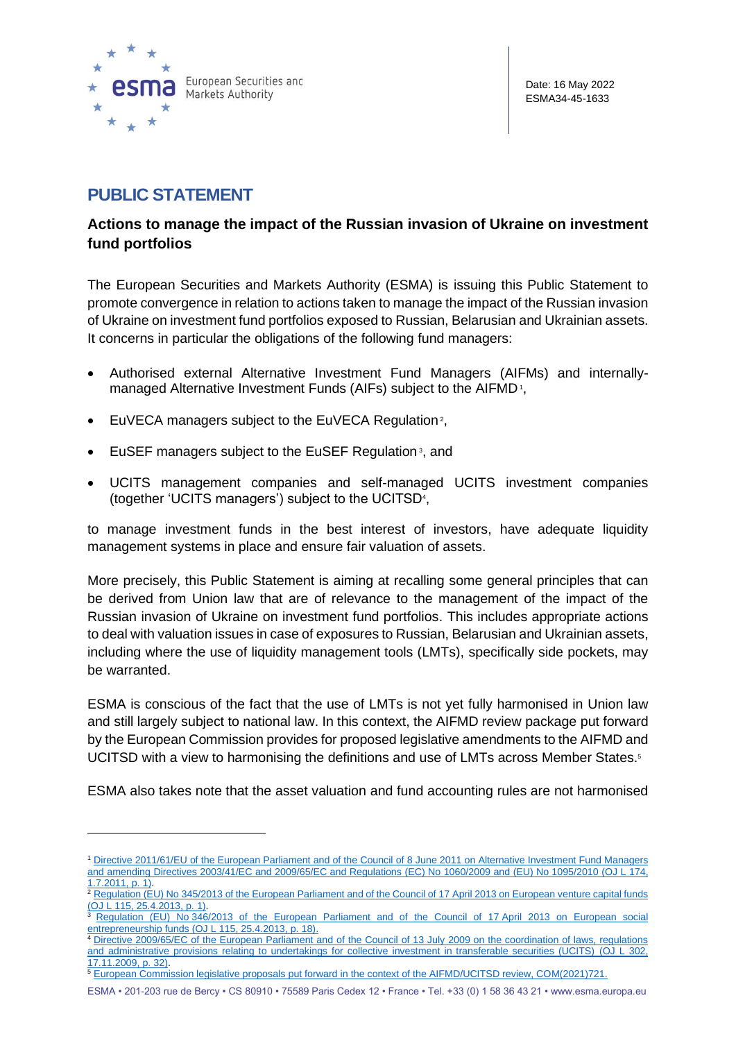Date: 16 May 2022
ESMA34-45-1633

# PUBLIC STATEMENT

## Actions to manage the impact of the Russian invasion of Ukraine on investment fund portfolios

The European Securities and Markets Authority (ESMA) is issuing this Public Statement to promote convergence in relation to actions taken to manage the impact of the Russian invasion of Ukraine on investment fund portfolios exposed to Russian, Belarusian and Ukrainian assets. It concerns in particular the obligations of the following fund managers:

- Authorised external Alternative Investment Fund Managers (AIFMs) and internally-managed Alternative Investment Funds (AIFs) subject to the AIFMD[1],
- EuVECA managers subject to the EuVECA Regulation[2],
- EuSEF managers subject to the EuSEF Regulation[3], and
- UCITS management companies and self-managed UCITS investment companies (together 'UCITS managers') subject to the UCITSD[4],

to manage investment funds in the best interest of investors, have adequate liquidity management systems in place and ensure fair valuation of assets.

More precisely, this Public Statement is aiming at recalling some general principles that can be derived from Union law that are of relevance to the management of the impact of the Russian invasion of Ukraine on investment fund portfolios. This includes appropriate actions to deal with valuation issues in case of exposures to Russian, Belarusian and Ukrainian assets, including where the use of liquidity management tools (LMTs), specifically side pockets, may be warranted.

ESMA is conscious of the fact that the use of LMTs is not yet fully harmonised in Union law and still largely subject to national law. In this context, the AIFMD review package put forward by the European Commission provides for proposed legislative amendments to the AIFMD and UCITSD with a view to harmonising the definitions and use of LMTs across Member States.[5]

ESMA also takes note that the asset valuation and fund accounting rules are not harmonised

---

[1] Directive 2011/61/EU of the European Parliament and of the Council of 8 June 2011 on Alternative Investment Fund Managers and amending Directives 2003/41/EC and 2009/65/EC and Regulations (EC) No 1060/2009 and (EU) No 1095/2010 (OJ L 174, 1.7.2011, p. 1).

[2] Regulation (EU) No 345/2013 of the European Parliament and of the Council of 17 April 2013 on European venture capital funds (OJ L 115, 25.4.2013, p. 1).

[3] Regulation (EU) No 346/2013 of the European Parliament and of the Council of 17 April 2013 on European social entrepreneurship funds (OJ L 115, 25.4.2013, p. 18).

[4] Directive 2009/65/EC of the European Parliament and of the Council of 13 July 2009 on the coordination of laws, regulations and administrative provisions relating to undertakings for collective investment in transferable securities (UCITS) (OJ L 302, 17.11.2009, p. 32).

[5] European Commission legislative proposals put forward in the context of the AIFMD/UCITSD review, COM(2021)721.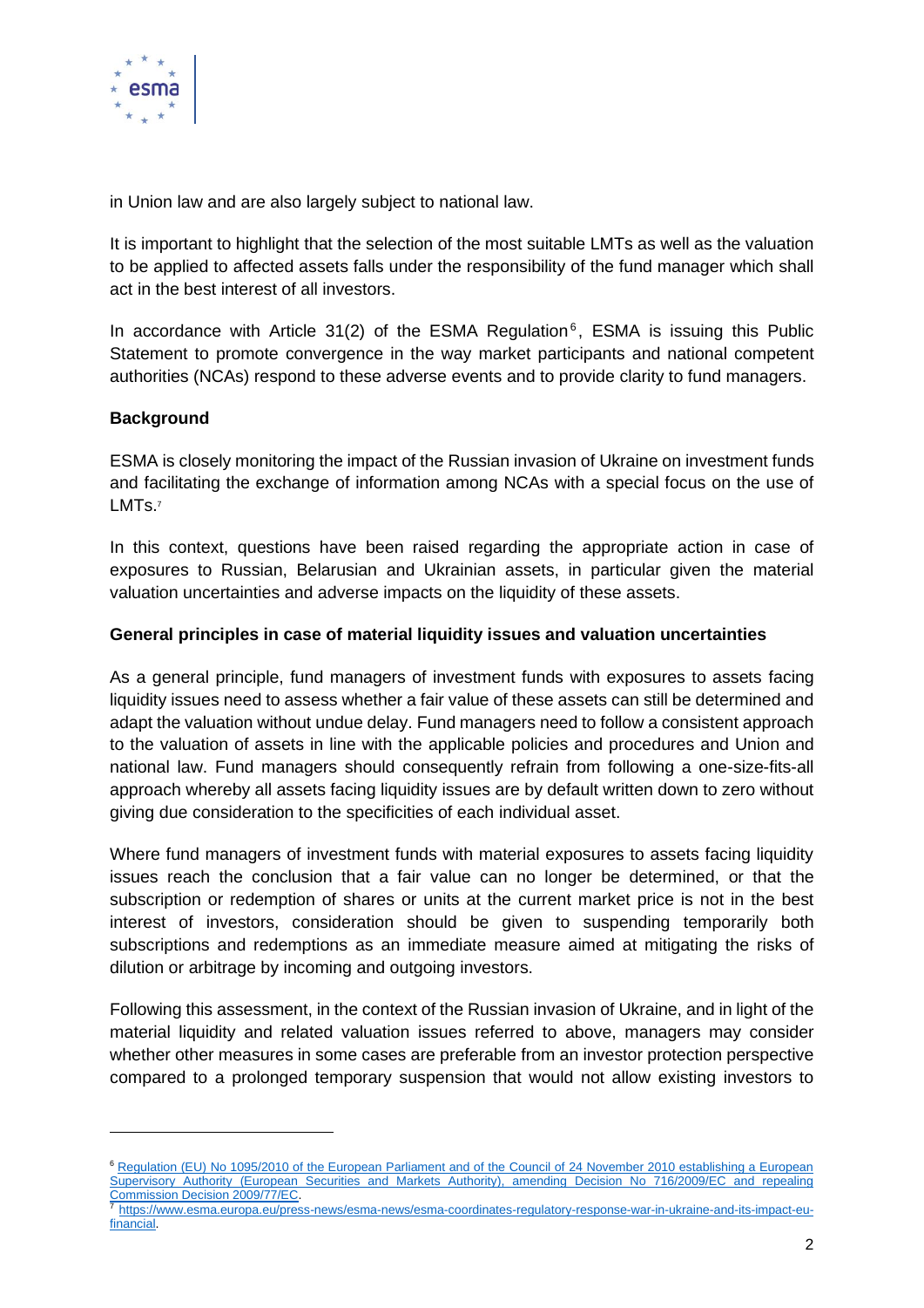in Union law and are also largely subject to national law.

It is important to highlight that the selection of the most suitable LMTs as well as the valuation to be applied to affected assets falls under the responsibility of the fund manager which shall act in the best interest of all investors.

In accordance with Article 31(2) of the ESMA Regulation[6], ESMA is issuing this Public Statement to promote convergence in the way market participants and national competent authorities (NCAs) respond to these adverse events and to provide clarity to fund managers.

**Background**

ESMA is closely monitoring the impact of the Russian invasion of Ukraine on investment funds and facilitating the exchange of information among NCAs with a special focus on the use of LMTs.[7]

In this context, questions have been raised regarding the appropriate action in case of exposures to Russian, Belarusian and Ukrainian assets, in particular given the material valuation uncertainties and adverse impacts on the liquidity of these assets.

**General principles in case of material liquidity issues and valuation uncertainties**

As a general principle, fund managers of investment funds with exposures to assets facing liquidity issues need to assess whether a fair value of these assets can still be determined and adapt the valuation without undue delay. Fund managers need to follow a consistent approach to the valuation of assets in line with the applicable policies and procedures and Union and national law. Fund managers should consequently refrain from following a one-size-fits-all approach whereby all assets facing liquidity issues are by default written down to zero without giving due consideration to the specificities of each individual asset.

Where fund managers of investment funds with material exposures to assets facing liquidity issues reach the conclusion that a fair value can no longer be determined, or that the subscription or redemption of shares or units at the current market price is not in the best interest of investors, consideration should be given to suspending temporarily both subscriptions and redemptions as an immediate measure aimed at mitigating the risks of dilution or arbitrage by incoming and outgoing investors.

Following this assessment, in the context of the Russian invasion of Ukraine, and in light of the material liquidity and related valuation issues referred to above, managers may consider whether other measures in some cases are preferable from an investor protection perspective compared to a prolonged temporary suspension that would not allow existing investors to

---

[6] Regulation (EU) No 1095/2010 of the European Parliament and of the Council of 24 November 2010 establishing a European Supervisory Authority (European Securities and Markets Authority), amending Decision No 716/2009/EC and repealing Commission Decision 2009/77/EC.

[7] https://www.esma.europa.eu/press-news/esma-news/esma-coordinates-regulatory-response-war-in-ukraine-and-its-impact-eu-financial.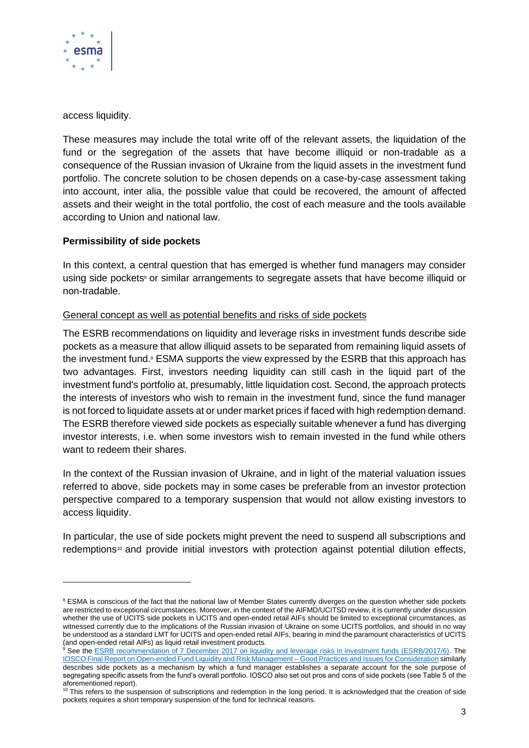access liquidity.

These measures may include the total write off of the relevant assets, the liquidation of the fund or the segregation of the assets that have become illiquid or non-tradable as a consequence of the Russian invasion of Ukraine from the liquid assets in the investment fund portfolio. The concrete solution to be chosen depends on a case-by-case assessment taking into account, inter alia, the possible value that could be recovered, the amount of affected assets and their weight in the total portfolio, the cost of each measure and the tools available according to Union and national law.

**Permissibility of side pockets**

In this context, a central question that has emerged is whether fund managers may consider using side pockets[8] or similar arrangements to segregate assets that have become illiquid or non-tradable.

General concept as well as potential benefits and risks of side pockets

The ESRB recommendations on liquidity and leverage risks in investment funds describe side pockets as a measure that allow illiquid assets to be separated from remaining liquid assets of the investment fund.[9] ESMA supports the view expressed by the ESRB that this approach has two advantages. First, investors needing liquidity can still cash in the liquid part of the investment fund's portfolio at, presumably, little liquidation cost. Second, the approach protects the interests of investors who wish to remain in the investment fund, since the fund manager is not forced to liquidate assets at or under market prices if faced with high redemption demand. The ESRB therefore viewed side pockets as especially suitable whenever a fund has diverging investor interests, i.e. when some investors wish to remain invested in the fund while others want to redeem their shares.

In the context of the Russian invasion of Ukraine, and in light of the material valuation issues referred to above, side pockets may in some cases be preferable from an investor protection perspective compared to a temporary suspension that would not allow existing investors to access liquidity.

In particular, the use of side pockets might prevent the need to suspend all subscriptions and redemptions[10] and provide initial investors with protection against potential dilution effects,

---

[8] ESMA is conscious of the fact that the national law of Member States currently diverges on the question whether side pockets are restricted to exceptional circumstances. Moreover, in the context of the AIFMD/UCITSD review, it is currently under discussion whether the use of UCITS side pockets in UCITS and open-ended retail AIFs should be limited to exceptional circumstances, as witnessed currently due to the implications of the Russian invasion of Ukraine on some UCITS portfolios, and should in no way be understood as a standard LMT for UCITS and open-ended retail AIFs, bearing in mind the paramount characteristics of UCITS (and open-ended retail AIFs) as liquid retail investment products.

[9] See the ESRB recommendation of 7 December 2017 on liquidity and leverage risks in investment funds (ESRB/2017/6). The IOSCO Final Report on Open-ended Fund Liquidity and Risk Management – Good Practices and Issues for Consideration similarly describes side pockets as a mechanism by which a fund manager establishes a separate account for the sole purpose of segregating specific assets from the fund's overall portfolio. IOSCO also set out pros and cons of side pockets (see Table 5 of the aforementioned report).

[10] This refers to the suspension of subscriptions and redemption in the long period. It is acknowledged that the creation of side pockets requires a short temporary suspension of the fund for technical reasons.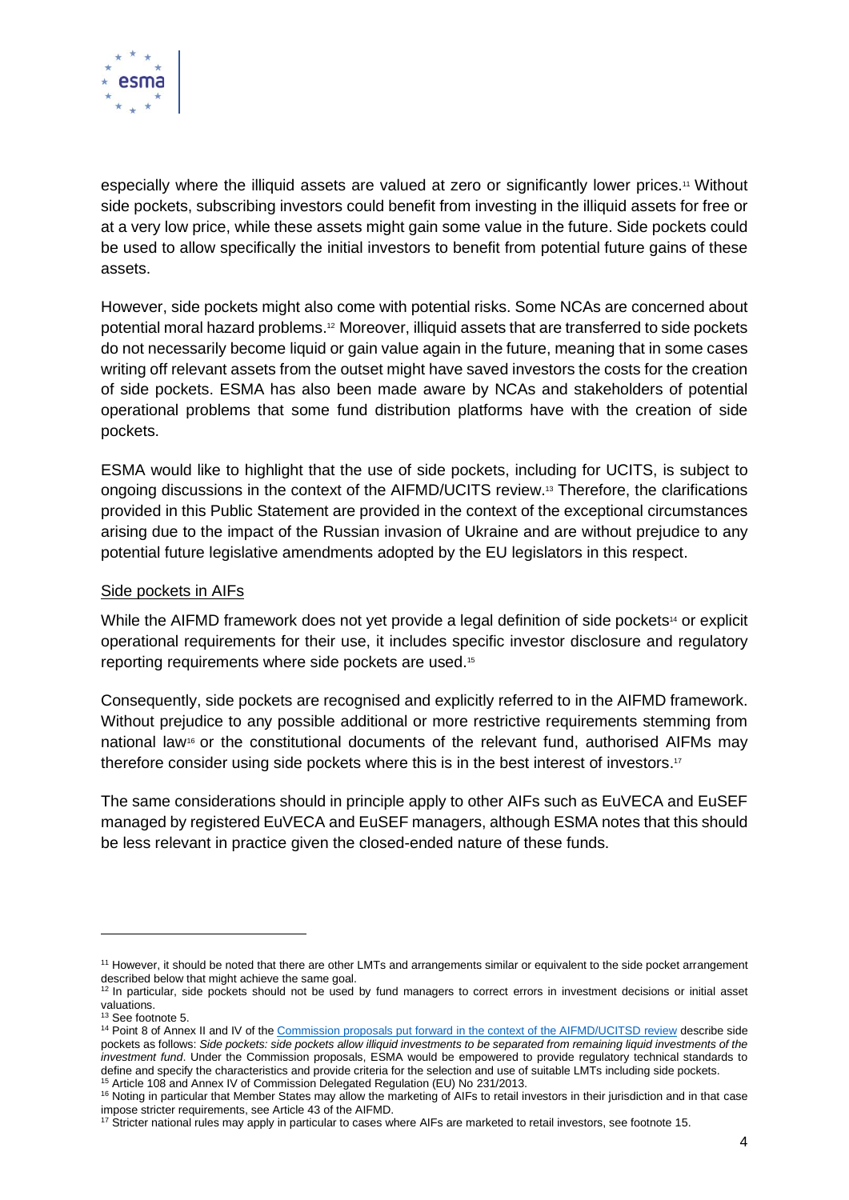especially where the illiquid assets are valued at zero or significantly lower prices.[11] Without side pockets, subscribing investors could benefit from investing in the illiquid assets for free or at a very low price, while these assets might gain some value in the future. Side pockets could be used to allow specifically the initial investors to benefit from potential future gains of these assets.

However, side pockets might also come with potential risks. Some NCAs are concerned about potential moral hazard problems.[12] Moreover, illiquid assets that are transferred to side pockets do not necessarily become liquid or gain value again in the future, meaning that in some cases writing off relevant assets from the outset might have saved investors the costs for the creation of side pockets. ESMA has also been made aware by NCAs and stakeholders of potential operational problems that some fund distribution platforms have with the creation of side pockets.

ESMA would like to highlight that the use of side pockets, including for UCITS, is subject to ongoing discussions in the context of the AIFMD/UCITS review.[13] Therefore, the clarifications provided in this Public Statement are provided in the context of the exceptional circumstances arising due to the impact of the Russian invasion of Ukraine and are without prejudice to any potential future legislative amendments adopted by the EU legislators in this respect.

<u>Side pockets in AIFs</u>

While the AIFMD framework does not yet provide a legal definition of side pockets[14] or explicit operational requirements for their use, it includes specific investor disclosure and regulatory reporting requirements where side pockets are used.[15]

Consequently, side pockets are recognised and explicitly referred to in the AIFMD framework. Without prejudice to any possible additional or more restrictive requirements stemming from national law[16] or the constitutional documents of the relevant fund, authorised AIFMs may therefore consider using side pockets where this is in the best interest of investors.[17]

The same considerations should in principle apply to other AIFs such as EuVECA and EuSEF managed by registered EuVECA and EuSEF managers, although ESMA notes that this should be less relevant in practice given the closed-ended nature of these funds.

---

[11] However, it should be noted that there are other LMTs and arrangements similar or equivalent to the side pocket arrangement described below that might achieve the same goal.

[12] In particular, side pockets should not be used by fund managers to correct errors in investment decisions or initial asset valuations.

[13] See footnote 5.

[14] Point 8 of Annex II and IV of the [Commission proposals put forward in the context of the AIFMD/UCITSD review]() describe side pockets as follows: *Side pockets: side pockets allow illiquid investments to be separated from remaining liquid investments of the investment fund*. Under the Commission proposals, ESMA would be empowered to provide regulatory technical standards to define and specify the characteristics and provide criteria for the selection and use of suitable LMTs including side pockets.

[15] Article 108 and Annex IV of Commission Delegated Regulation (EU) No 231/2013.

[16] Noting in particular that Member States may allow the marketing of AIFs to retail investors in their jurisdiction and in that case impose stricter requirements, see Article 43 of the AIFMD.

[17] Stricter national rules may apply in particular to cases where AIFs are marketed to retail investors, see footnote 15.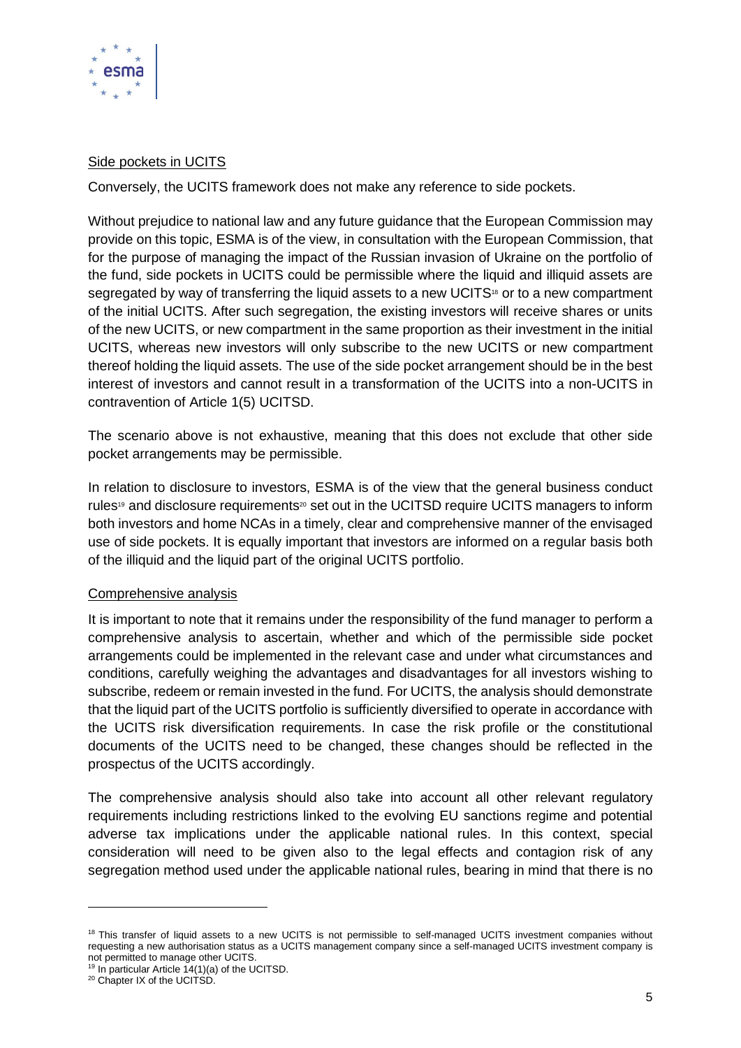Side pockets in UCITS

Conversely, the UCITS framework does not make any reference to side pockets.

Without prejudice to national law and any future guidance that the European Commission may provide on this topic, ESMA is of the view, in consultation with the European Commission, that for the purpose of managing the impact of the Russian invasion of Ukraine on the portfolio of the fund, side pockets in UCITS could be permissible where the liquid and illiquid assets are segregated by way of transferring the liquid assets to a new UCITS[18] or to a new compartment of the initial UCITS. After such segregation, the existing investors will receive shares or units of the new UCITS, or new compartment in the same proportion as their investment in the initial UCITS, whereas new investors will only subscribe to the new UCITS or new compartment thereof holding the liquid assets. The use of the side pocket arrangement should be in the best interest of investors and cannot result in a transformation of the UCITS into a non-UCITS in contravention of Article 1(5) UCITSD.

The scenario above is not exhaustive, meaning that this does not exclude that other side pocket arrangements may be permissible.

In relation to disclosure to investors, ESMA is of the view that the general business conduct rules[19] and disclosure requirements[20] set out in the UCITSD require UCITS managers to inform both investors and home NCAs in a timely, clear and comprehensive manner of the envisaged use of side pockets. It is equally important that investors are informed on a regular basis both of the illiquid and the liquid part of the original UCITS portfolio.

Comprehensive analysis

It is important to note that it remains under the responsibility of the fund manager to perform a comprehensive analysis to ascertain, whether and which of the permissible side pocket arrangements could be implemented in the relevant case and under what circumstances and conditions, carefully weighing the advantages and disadvantages for all investors wishing to subscribe, redeem or remain invested in the fund. For UCITS, the analysis should demonstrate that the liquid part of the UCITS portfolio is sufficiently diversified to operate in accordance with the UCITS risk diversification requirements. In case the risk profile or the constitutional documents of the UCITS need to be changed, these changes should be reflected in the prospectus of the UCITS accordingly.

The comprehensive analysis should also take into account all other relevant regulatory requirements including restrictions linked to the evolving EU sanctions regime and potential adverse tax implications under the applicable national rules. In this context, special consideration will need to be given also to the legal effects and contagion risk of any segregation method used under the applicable national rules, bearing in mind that there is no

---

[18] This transfer of liquid assets to a new UCITS is not permissible to self-managed UCITS investment companies without requesting a new authorisation status as a UCITS management company since a self-managed UCITS investment company is not permitted to manage other UCITS.

[19] In particular Article 14(1)(a) of the UCITSD.

[20] Chapter IX of the UCITSD.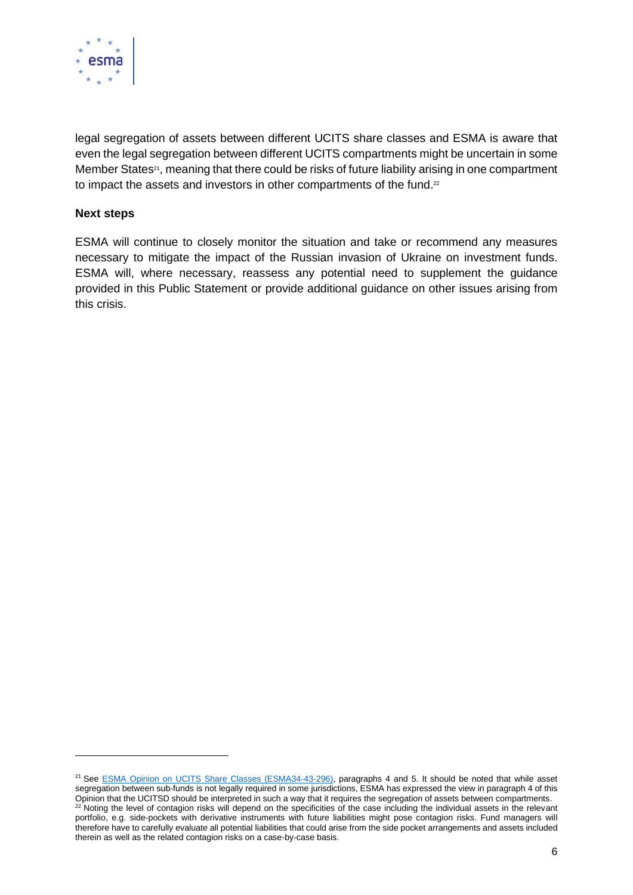legal segregation of assets between different UCITS share classes and ESMA is aware that even the legal segregation between different UCITS compartments might be uncertain in some Member States[21], meaning that there could be risks of future liability arising in one compartment to impact the assets and investors in other compartments of the fund.[22]

**Next steps**

ESMA will continue to closely monitor the situation and take or recommend any measures necessary to mitigate the impact of the Russian invasion of Ukraine on investment funds. ESMA will, where necessary, reassess any potential need to supplement the guidance provided in this Public Statement or provide additional guidance on other issues arising from this crisis.

---

[21] See ESMA Opinion on UCITS Share Classes (ESMA34-43-296), paragraphs 4 and 5. It should be noted that while asset segregation between sub-funds is not legally required in some jurisdictions, ESMA has expressed the view in paragraph 4 of this Opinion that the UCITSD should be interpreted in such a way that it requires the segregation of assets between compartments.

[22] Noting the level of contagion risks will depend on the specificities of the case including the individual assets in the relevant portfolio, e.g. side-pockets with derivative instruments with future liabilities might pose contagion risks. Fund managers will therefore have to carefully evaluate all potential liabilities that could arise from the side pocket arrangements and assets included therein as well as the related contagion risks on a case-by-case basis.